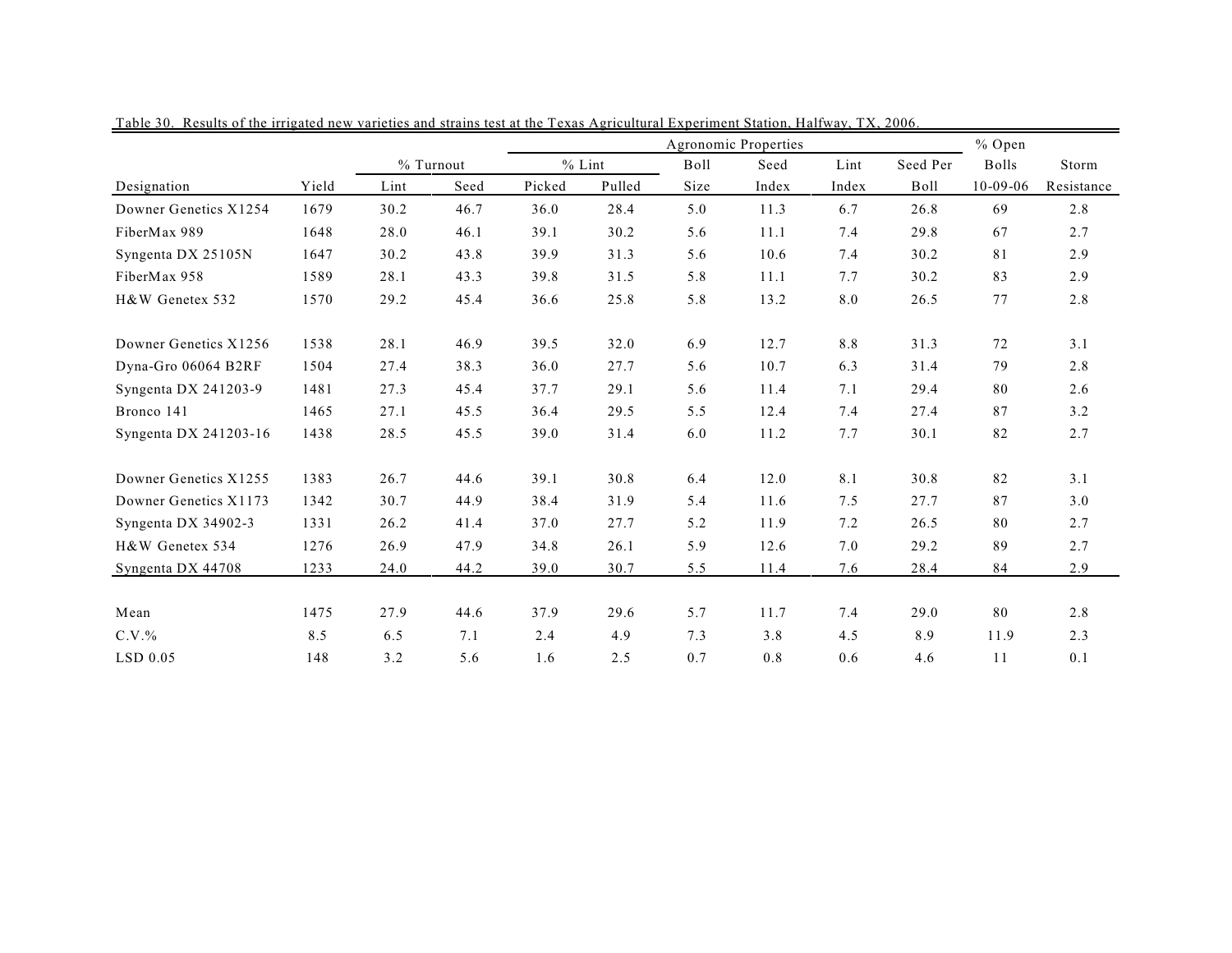Table 30. Results of the irrigated new varieties and strains test at the Texas Agricultural Experiment Station, Halfway, TX, 2006.

| Designation | Yield | % Turnout | | Agronomic Properties | | | | | | % Open | Storm |
|---|---|---|---|---|---|---|---|---|---|---|---|
| | | Lint | Seed | % Lint Picked | % Lint Pulled | Boll Size | Seed Index | Lint Index | Seed Per Boll | Bolls 10-09-06 | Resistance |
| Downer Genetics X1254 | 1679 | 30.2 | 46.7 | 36.0 | 28.4 | 5.0 | 11.3 | 6.7 | 26.8 | 69 | 2.8 |
| FiberMax 989 | 1648 | 28.0 | 46.1 | 39.1 | 30.2 | 5.6 | 11.1 | 7.4 | 29.8 | 67 | 2.7 |
| Syngenta DX 25105N | 1647 | 30.2 | 43.8 | 39.9 | 31.3 | 5.6 | 10.6 | 7.4 | 30.2 | 81 | 2.9 |
| FiberMax 958 | 1589 | 28.1 | 43.3 | 39.8 | 31.5 | 5.8 | 11.1 | 7.7 | 30.2 | 83 | 2.9 |
| H&W Genetex 532 | 1570 | 29.2 | 45.4 | 36.6 | 25.8 | 5.8 | 13.2 | 8.0 | 26.5 | 77 | 2.8 |
| Downer Genetics X1256 | 1538 | 28.1 | 46.9 | 39.5 | 32.0 | 6.9 | 12.7 | 8.8 | 31.3 | 72 | 3.1 |
| Dyna-Gro 06064 B2RF | 1504 | 27.4 | 38.3 | 36.0 | 27.7 | 5.6 | 10.7 | 6.3 | 31.4 | 79 | 2.8 |
| Syngenta DX 241203-9 | 1481 | 27.3 | 45.4 | 37.7 | 29.1 | 5.6 | 11.4 | 7.1 | 29.4 | 80 | 2.6 |
| Bronco 141 | 1465 | 27.1 | 45.5 | 36.4 | 29.5 | 5.5 | 12.4 | 7.4 | 27.4 | 87 | 3.2 |
| Syngenta DX 241203-16 | 1438 | 28.5 | 45.5 | 39.0 | 31.4 | 6.0 | 11.2 | 7.7 | 30.1 | 82 | 2.7 |
| Downer Genetics X1255 | 1383 | 26.7 | 44.6 | 39.1 | 30.8 | 6.4 | 12.0 | 8.1 | 30.8 | 82 | 3.1 |
| Downer Genetics X1173 | 1342 | 30.7 | 44.9 | 38.4 | 31.9 | 5.4 | 11.6 | 7.5 | 27.7 | 87 | 3.0 |
| Syngenta DX 34902-3 | 1331 | 26.2 | 41.4 | 37.0 | 27.7 | 5.2 | 11.9 | 7.2 | 26.5 | 80 | 2.7 |
| H&W Genetex 534 | 1276 | 26.9 | 47.9 | 34.8 | 26.1 | 5.9 | 12.6 | 7.0 | 29.2 | 89 | 2.7 |
| Syngenta DX 44708 | 1233 | 24.0 | 44.2 | 39.0 | 30.7 | 5.5 | 11.4 | 7.6 | 28.4 | 84 | 2.9 |
| Mean | 1475 | 27.9 | 44.6 | 37.9 | 29.6 | 5.7 | 11.7 | 7.4 | 29.0 | 80 | 2.8 |
| C.V.% | 8.5 | 6.5 | 7.1 | 2.4 | 4.9 | 7.3 | 3.8 | 4.5 | 8.9 | 11.9 | 2.3 |
| LSD 0.05 | 148 | 3.2 | 5.6 | 1.6 | 2.5 | 0.7 | 0.8 | 0.6 | 4.6 | 11 | 0.1 |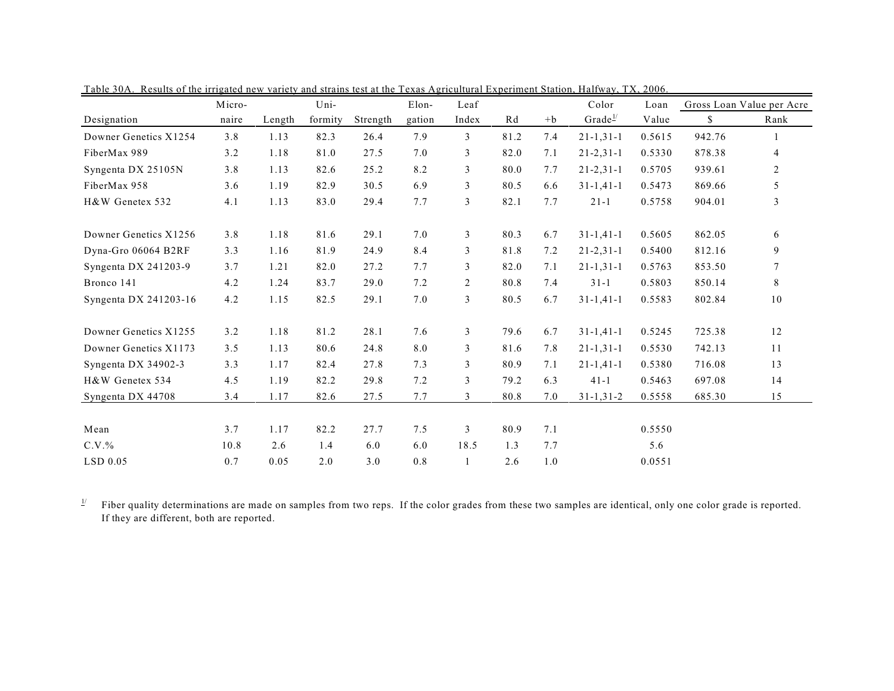Table 30A. Results of the irrigated new variety and strains test at the Texas Agricultural Experiment Station, Halfway, TX, 2006.

| Designation | Micro-naire | Length | Uni-formity | Strength | Elon-gation | Leaf Index | Rd | +b | Color Grade[1/] | Loan Value | Gross Loan Value per Acre | |
|---|---|---|---|---|---|---|---|---|---|---|---|---|
| | | | | | | | | | | | $ | Rank |
| Downer Genetics X1254 | 3.8 | 1.13 | 82.3 | 26.4 | 7.9 | 3 | 81.2 | 7.4 | 21-1,31-1 | 0.5615 | 942.76 | 1 |
| FiberMax 989 | 3.2 | 1.18 | 81.0 | 27.5 | 7.0 | 3 | 82.0 | 7.1 | 21-2,31-1 | 0.5330 | 878.38 | 4 |
| Syngenta DX 25105N | 3.8 | 1.13 | 82.6 | 25.2 | 8.2 | 3 | 80.0 | 7.7 | 21-2,31-1 | 0.5705 | 939.61 | 2 |
| FiberMax 958 | 3.6 | 1.19 | 82.9 | 30.5 | 6.9 | 3 | 80.5 | 6.6 | 31-1,41-1 | 0.5473 | 869.66 | 5 |
| H&W Genetex 532 | 4.1 | 1.13 | 83.0 | 29.4 | 7.7 | 3 | 82.1 | 7.7 | 21-1 | 0.5758 | 904.01 | 3 |
| Downer Genetics X1256 | 3.8 | 1.18 | 81.6 | 29.1 | 7.0 | 3 | 80.3 | 6.7 | 31-1,41-1 | 0.5605 | 862.05 | 6 |
| Dyna-Gro 06064 B2RF | 3.3 | 1.16 | 81.9 | 24.9 | 8.4 | 3 | 81.8 | 7.2 | 21-2,31-1 | 0.5400 | 812.16 | 9 |
| Syngenta DX 241203-9 | 3.7 | 1.21 | 82.0 | 27.2 | 7.7 | 3 | 82.0 | 7.1 | 21-1,31-1 | 0.5763 | 853.50 | 7 |
| Bronco 141 | 4.2 | 1.24 | 83.7 | 29.0 | 7.2 | 2 | 80.8 | 7.4 | 31-1 | 0.5803 | 850.14 | 8 |
| Syngenta DX 241203-16 | 4.2 | 1.15 | 82.5 | 29.1 | 7.0 | 3 | 80.5 | 6.7 | 31-1,41-1 | 0.5583 | 802.84 | 10 |
| Downer Genetics X1255 | 3.2 | 1.18 | 81.2 | 28.1 | 7.6 | 3 | 79.6 | 6.7 | 31-1,41-1 | 0.5245 | 725.38 | 12 |
| Downer Genetics X1173 | 3.5 | 1.13 | 80.6 | 24.8 | 8.0 | 3 | 81.6 | 7.8 | 21-1,31-1 | 0.5530 | 742.13 | 11 |
| Syngenta DX 34902-3 | 3.3 | 1.17 | 82.4 | 27.8 | 7.3 | 3 | 80.9 | 7.1 | 21-1,41-1 | 0.5380 | 716.08 | 13 |
| H&W Genetex 534 | 4.5 | 1.19 | 82.2 | 29.8 | 7.2 | 3 | 79.2 | 6.3 | 41-1 | 0.5463 | 697.08 | 14 |
| Syngenta DX 44708 | 3.4 | 1.17 | 82.6 | 27.5 | 7.7 | 3 | 80.8 | 7.0 | 31-1,31-2 | 0.5558 | 685.30 | 15 |
| Mean | 3.7 | 1.17 | 82.2 | 27.7 | 7.5 | 3 | 80.9 | 7.1 | | 0.5550 | | |
| C.V.% | 10.8 | 2.6 | 1.4 | 6.0 | 6.0 | 18.5 | 1.3 | 7.7 | | 5.6 | | |
| LSD 0.05 | 0.7 | 0.05 | 2.0 | 3.0 | 0.8 | 1 | 2.6 | 1.0 | | 0.0551 | | |

[1/] Fiber quality determinations are made on samples from two reps. If the color grades from these two samples are identical, only one color grade is reported. If they are different, both are reported.